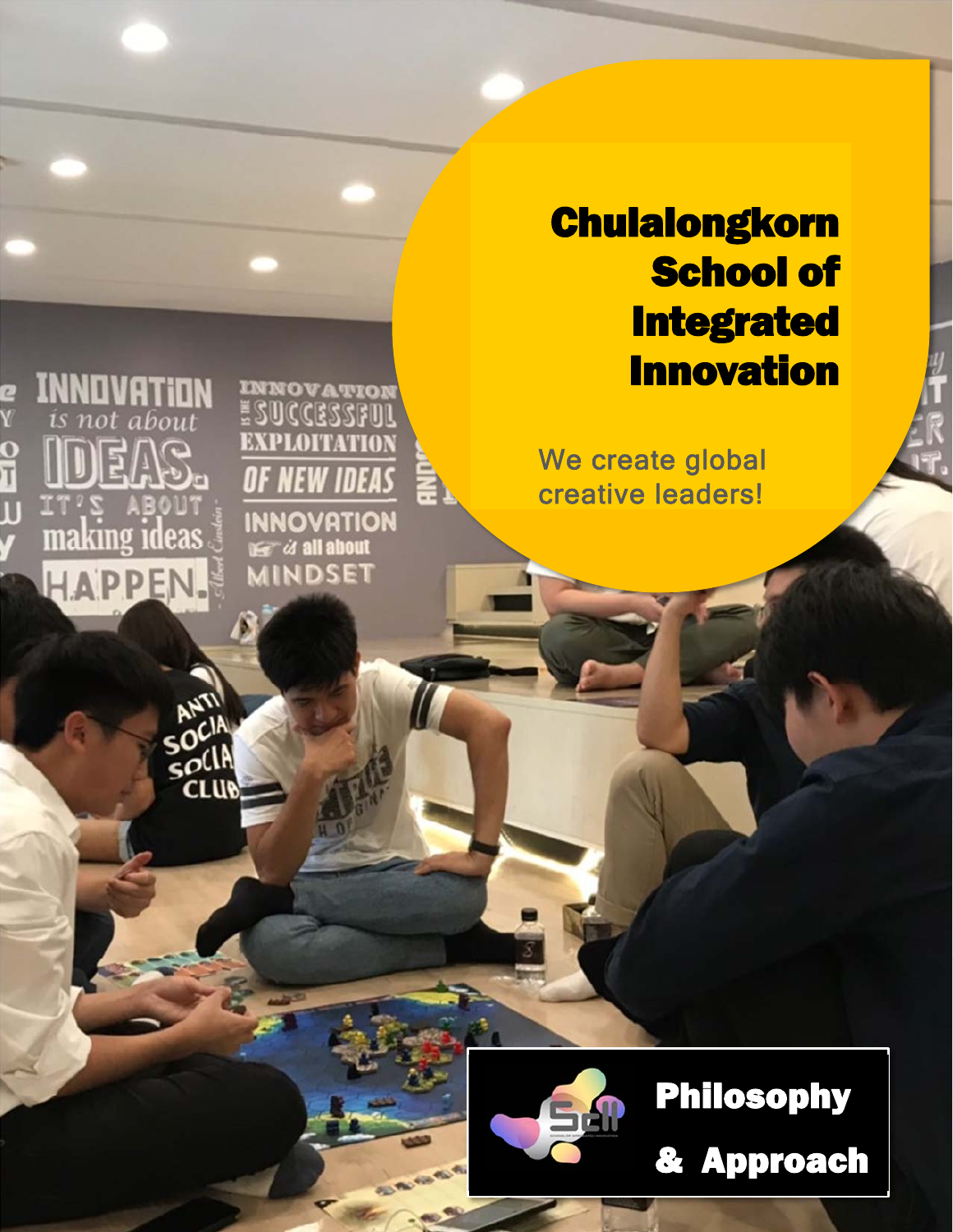# Chulalongkorn School of Integrated Innovation

We create global creative leaders!

## Philosophy & Approach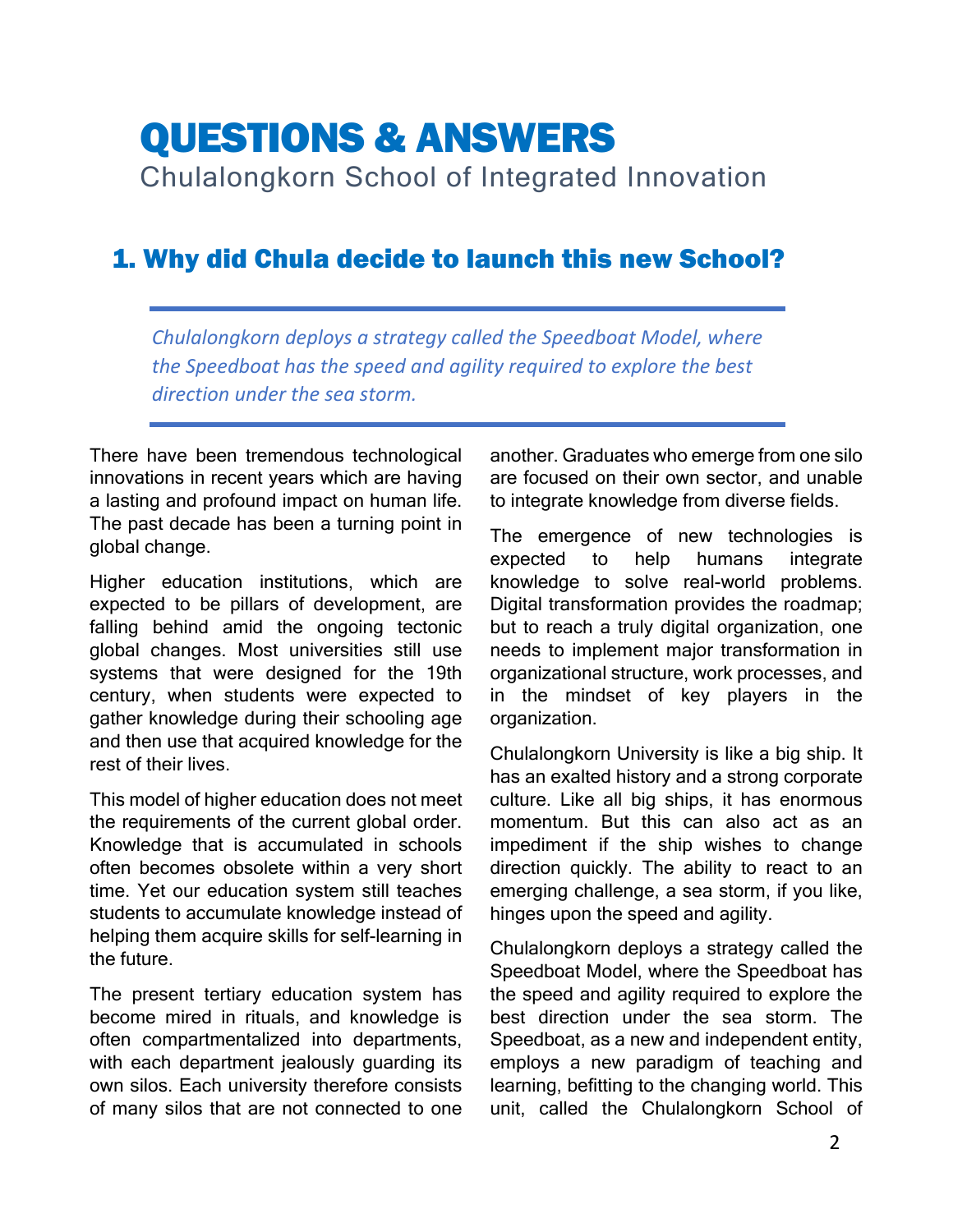# QUESTIONS & ANSWERS

Chulalongkorn School of Integrated Innovation

## 1. Why did Chula decide to launch this new School?

> *Chulalongkorn deploys a strategy called the Speedboat Model, where the Speedboat has the speed and agility required to explore the best direction under the sea storm.*

There have been tremendous technological innovations in recent years which are having a lasting and profound impact on human life. The past decade has been a turning point in global change.

Higher education institutions, which are expected to be pillars of development, are falling behind amid the ongoing tectonic global changes. Most universities still use systems that were designed for the 19th century, when students were expected to gather knowledge during their schooling age and then use that acquired knowledge for the rest of their lives.

This model of higher education does not meet the requirements of the current global order. Knowledge that is accumulated in schools often becomes obsolete within a very short time. Yet our education system still teaches students to accumulate knowledge instead of helping them acquire skills for self-learning in the future.

The present tertiary education system has become mired in rituals, and knowledge is often compartmentalized into departments, with each department jealously guarding its own silos. Each university therefore consists of many silos that are not connected to one another. Graduates who emerge from one silo are focused on their own sector, and unable to integrate knowledge from diverse fields.

The emergence of new technologies is expected to help humans integrate knowledge to solve real-world problems. Digital transformation provides the roadmap; but to reach a truly digital organization, one needs to implement major transformation in organizational structure, work processes, and in the mindset of key players in the organization.

Chulalongkorn University is like a big ship. It has an exalted history and a strong corporate culture. Like all big ships, it has enormous momentum. But this can also act as an impediment if the ship wishes to change direction quickly. The ability to react to an emerging challenge, a sea storm, if you like, hinges upon the speed and agility.

Chulalongkorn deploys a strategy called the Speedboat Model, where the Speedboat has the speed and agility required to explore the best direction under the sea storm. The Speedboat, as a new and independent entity, employs a new paradigm of teaching and learning, befitting to the changing world. This unit, called the Chulalongkorn School of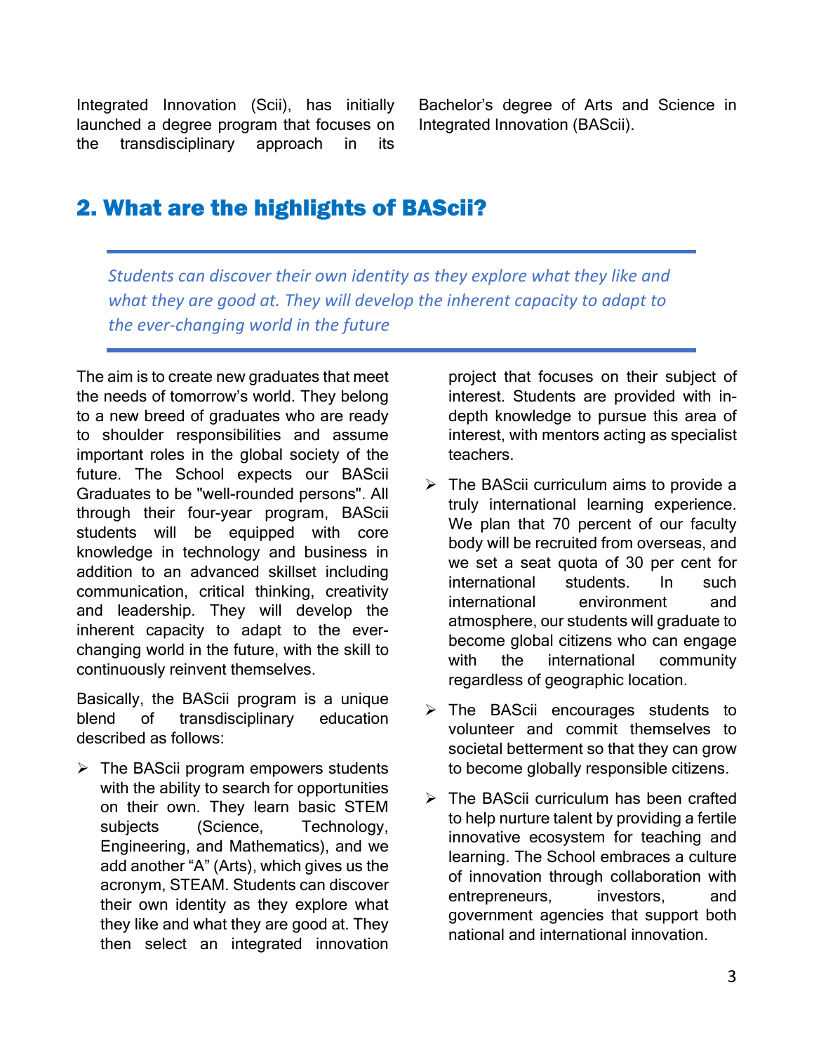Integrated Innovation (Scii), has initially launched a degree program that focuses on the transdisciplinary approach in its Bachelor's degree of Arts and Science in Integrated Innovation (BAScii).

## 2. What are the highlights of BAScii?

> *Students can discover their own identity as they explore what they like and what they are good at. They will develop the inherent capacity to adapt to the ever-changing world in the future*

The aim is to create new graduates that meet the needs of tomorrow's world. They belong to a new breed of graduates who are ready to shoulder responsibilities and assume important roles in the global society of the future. The School expects our BAScii Graduates to be "well-rounded persons". All through their four-year program, BAScii students will be equipped with core knowledge in technology and business in addition to an advanced skillset including communication, critical thinking, creativity and leadership. They will develop the inherent capacity to adapt to the ever-changing world in the future, with the skill to continuously reinvent themselves.

Basically, the BAScii program is a unique blend of transdisciplinary education described as follows:

- The BAScii program empowers students with the ability to search for opportunities on their own. They learn basic STEM subjects (Science, Technology, Engineering, and Mathematics), and we add another "A" (Arts), which gives us the acronym, STEAM. Students can discover their own identity as they explore what they like and what they are good at. They then select an integrated innovation project that focuses on their subject of interest. Students are provided with in-depth knowledge to pursue this area of interest, with mentors acting as specialist teachers.
- The BAScii curriculum aims to provide a truly international learning experience. We plan that 70 percent of our faculty body will be recruited from overseas, and we set a seat quota of 30 per cent for international students. In such international environment and atmosphere, our students will graduate to become global citizens who can engage with the international community regardless of geographic location.
- The BAScii encourages students to volunteer and commit themselves to societal betterment so that they can grow to become globally responsible citizens.
- The BAScii curriculum has been crafted to help nurture talent by providing a fertile innovative ecosystem for teaching and learning. The School embraces a culture of innovation through collaboration with entrepreneurs, investors, and government agencies that support both national and international innovation.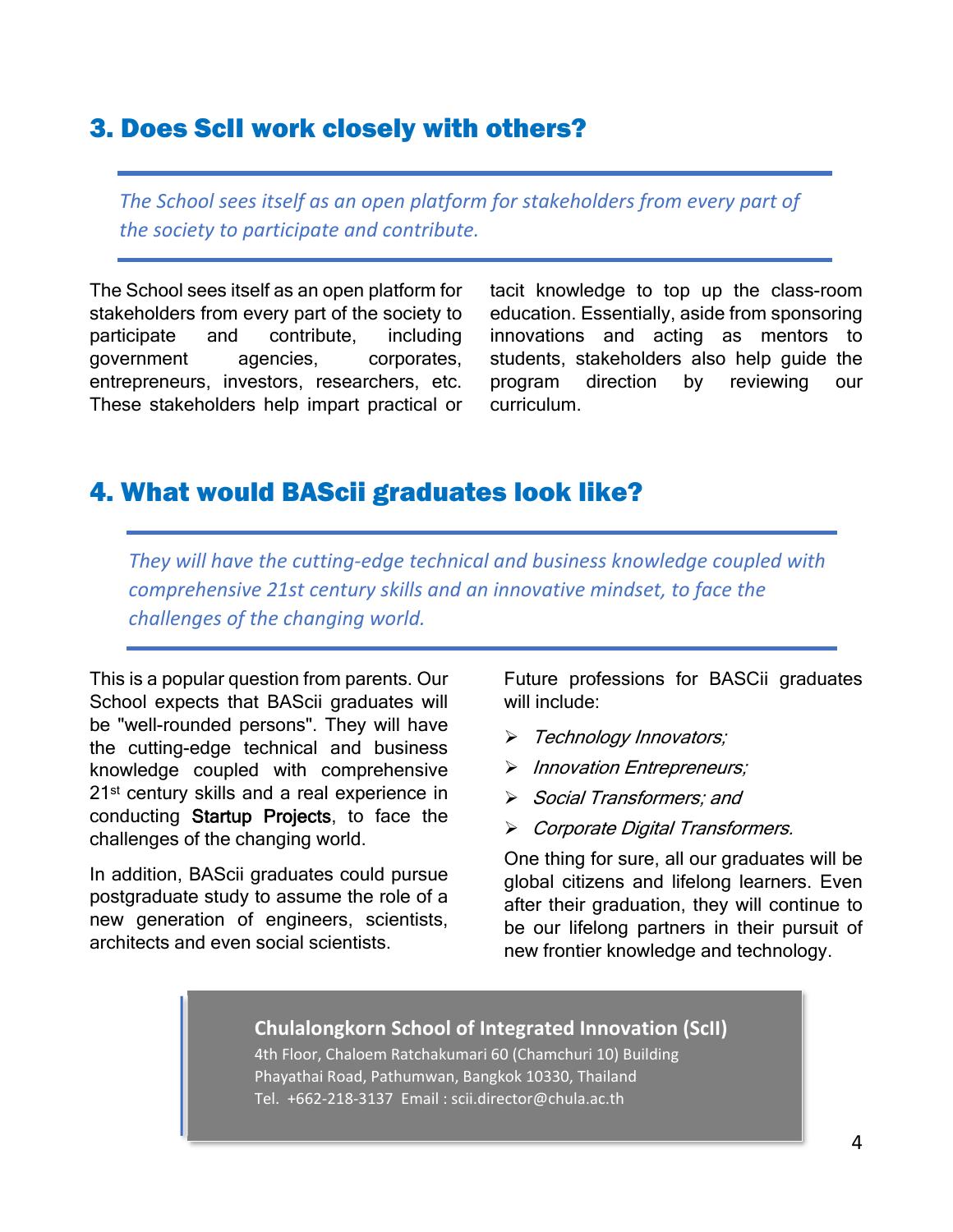## 3. Does ScII work closely with others?

*The School sees itself as an open platform for stakeholders from every part of the society to participate and contribute.*

The School sees itself as an open platform for stakeholders from every part of the society to participate and contribute, including government agencies, corporates, entrepreneurs, investors, researchers, etc. These stakeholders help impart practical or tacit knowledge to top up the class-room education. Essentially, aside from sponsoring innovations and acting as mentors to students, stakeholders also help guide the program direction by reviewing our curriculum.

## 4. What would BAScii graduates look like?

*They will have the cutting-edge technical and business knowledge coupled with comprehensive 21st century skills and an innovative mindset, to face the challenges of the changing world.*

This is a popular question from parents. Our School expects that BAScii graduates will be "well-rounded persons". They will have the cutting-edge technical and business knowledge coupled with comprehensive 21st century skills and a real experience in conducting Startup Projects, to face the challenges of the changing world.

In addition, BAScii graduates could pursue postgraduate study to assume the role of a new generation of engineers, scientists, architects and even social scientists.

Future professions for BAScii graduates will include:

- *Technology Innovators;*
- *Innovation Entrepreneurs;*
- *Social Transformers; and*
- *Corporate Digital Transformers.*

One thing for sure, all our graduates will be global citizens and lifelong learners. Even after their graduation, they will continue to be our lifelong partners in their pursuit of new frontier knowledge and technology.

**Chulalongkorn School of Integrated Innovation (ScII)**
4th Floor, Chaloem Ratchakumari 60 (Chamchuri 10) Building
Phayathai Road, Pathumwan, Bangkok 10330, Thailand
Tel. +662-218-3137 Email : scii.director@chula.ac.th